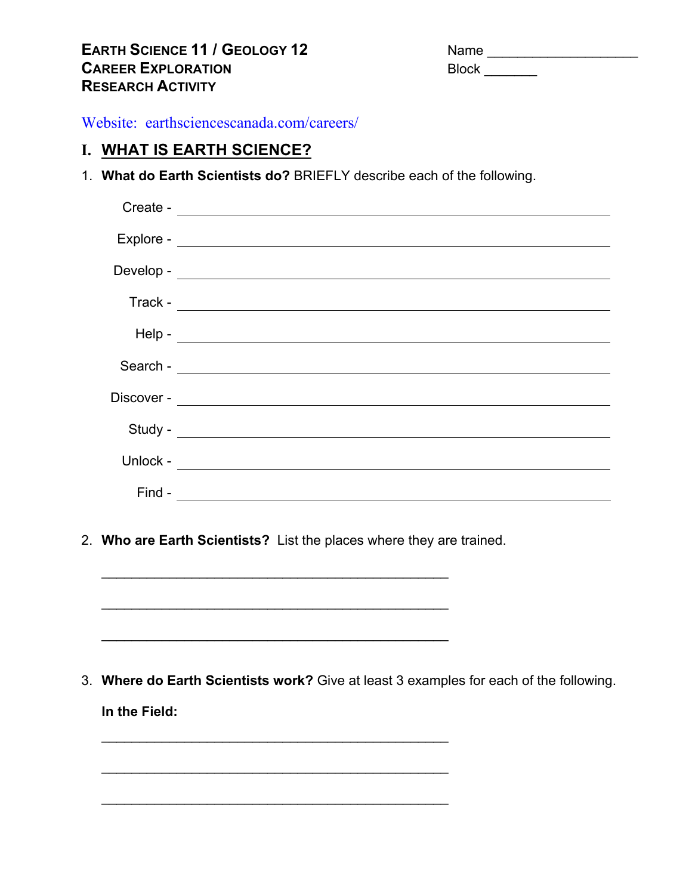**EARTH SCIENCE 11 / GEOLOGY 12**
**CAREER EXPLORATION**
**RESEARCH ACTIVITY**

Name ____________________
Block _______

Website: earthsciencescanada.com/careers/

## I. WHAT IS EARTH SCIENCE?

1. **What do Earth Scientists do?** BRIEFLY describe each of the following.

   Create - ______________________________________________

   Explore - ______________________________________________

   Develop - ______________________________________________

   Track - ______________________________________________

   Help - ______________________________________________

   Search - ______________________________________________

   Discover - ______________________________________________

   Study - ______________________________________________

   Unlock - ______________________________________________

   Find - ______________________________________________

2. **Who are Earth Scientists?** List the places where they are trained.

   ______________________________________________

   ______________________________________________

   ______________________________________________

3. **Where do Earth Scientists work?** Give at least 3 examples for each of the following.

   **In the Field:**

   ______________________________________________

   ______________________________________________

   ______________________________________________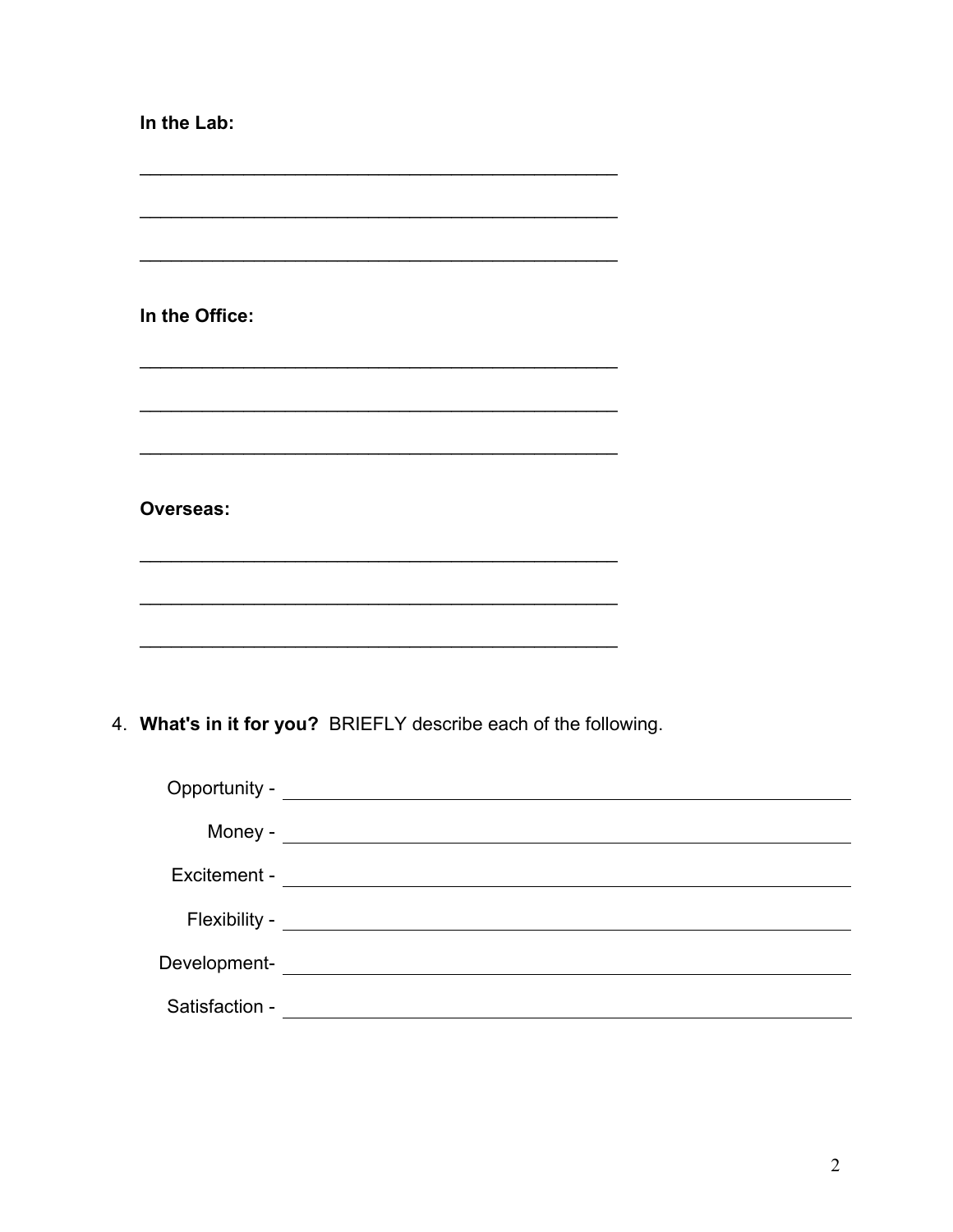**In the Lab:**

\_\_\_\_\_\_\_\_\_\_\_\_\_\_\_\_\_\_\_\_\_\_\_\_\_\_\_\_\_\_\_\_\_\_\_\_\_\_\_\_\_\_\_\_

\_\_\_\_\_\_\_\_\_\_\_\_\_\_\_\_\_\_\_\_\_\_\_\_\_\_\_\_\_\_\_\_\_\_\_\_\_\_\_\_\_\_\_\_

\_\_\_\_\_\_\_\_\_\_\_\_\_\_\_\_\_\_\_\_\_\_\_\_\_\_\_\_\_\_\_\_\_\_\_\_\_\_\_\_\_\_\_\_

**In the Office:**

\_\_\_\_\_\_\_\_\_\_\_\_\_\_\_\_\_\_\_\_\_\_\_\_\_\_\_\_\_\_\_\_\_\_\_\_\_\_\_\_\_\_\_\_

\_\_\_\_\_\_\_\_\_\_\_\_\_\_\_\_\_\_\_\_\_\_\_\_\_\_\_\_\_\_\_\_\_\_\_\_\_\_\_\_\_\_\_\_

\_\_\_\_\_\_\_\_\_\_\_\_\_\_\_\_\_\_\_\_\_\_\_\_\_\_\_\_\_\_\_\_\_\_\_\_\_\_\_\_\_\_\_\_

**Overseas:**

\_\_\_\_\_\_\_\_\_\_\_\_\_\_\_\_\_\_\_\_\_\_\_\_\_\_\_\_\_\_\_\_\_\_\_\_\_\_\_\_\_\_\_\_

\_\_\_\_\_\_\_\_\_\_\_\_\_\_\_\_\_\_\_\_\_\_\_\_\_\_\_\_\_\_\_\_\_\_\_\_\_\_\_\_\_\_\_\_

\_\_\_\_\_\_\_\_\_\_\_\_\_\_\_\_\_\_\_\_\_\_\_\_\_\_\_\_\_\_\_\_\_\_\_\_\_\_\_\_\_\_\_\_

4. **What's in it for you?** BRIEFLY describe each of the following.

Opportunity - \_\_\_\_\_\_\_\_\_\_\_\_\_\_\_\_\_\_\_\_\_\_\_\_\_\_\_\_\_\_\_\_\_\_\_\_\_\_\_\_\_\_\_\_

Money - \_\_\_\_\_\_\_\_\_\_\_\_\_\_\_\_\_\_\_\_\_\_\_\_\_\_\_\_\_\_\_\_\_\_\_\_\_\_\_\_\_\_\_\_

Excitement - \_\_\_\_\_\_\_\_\_\_\_\_\_\_\_\_\_\_\_\_\_\_\_\_\_\_\_\_\_\_\_\_\_\_\_\_\_\_\_\_\_\_\_\_

Flexibility - \_\_\_\_\_\_\_\_\_\_\_\_\_\_\_\_\_\_\_\_\_\_\_\_\_\_\_\_\_\_\_\_\_\_\_\_\_\_\_\_\_\_\_\_

Development- \_\_\_\_\_\_\_\_\_\_\_\_\_\_\_\_\_\_\_\_\_\_\_\_\_\_\_\_\_\_\_\_\_\_\_\_\_\_\_\_\_\_\_\_

Satisfaction - \_\_\_\_\_\_\_\_\_\_\_\_\_\_\_\_\_\_\_\_\_\_\_\_\_\_\_\_\_\_\_\_\_\_\_\_\_\_\_\_\_\_\_\_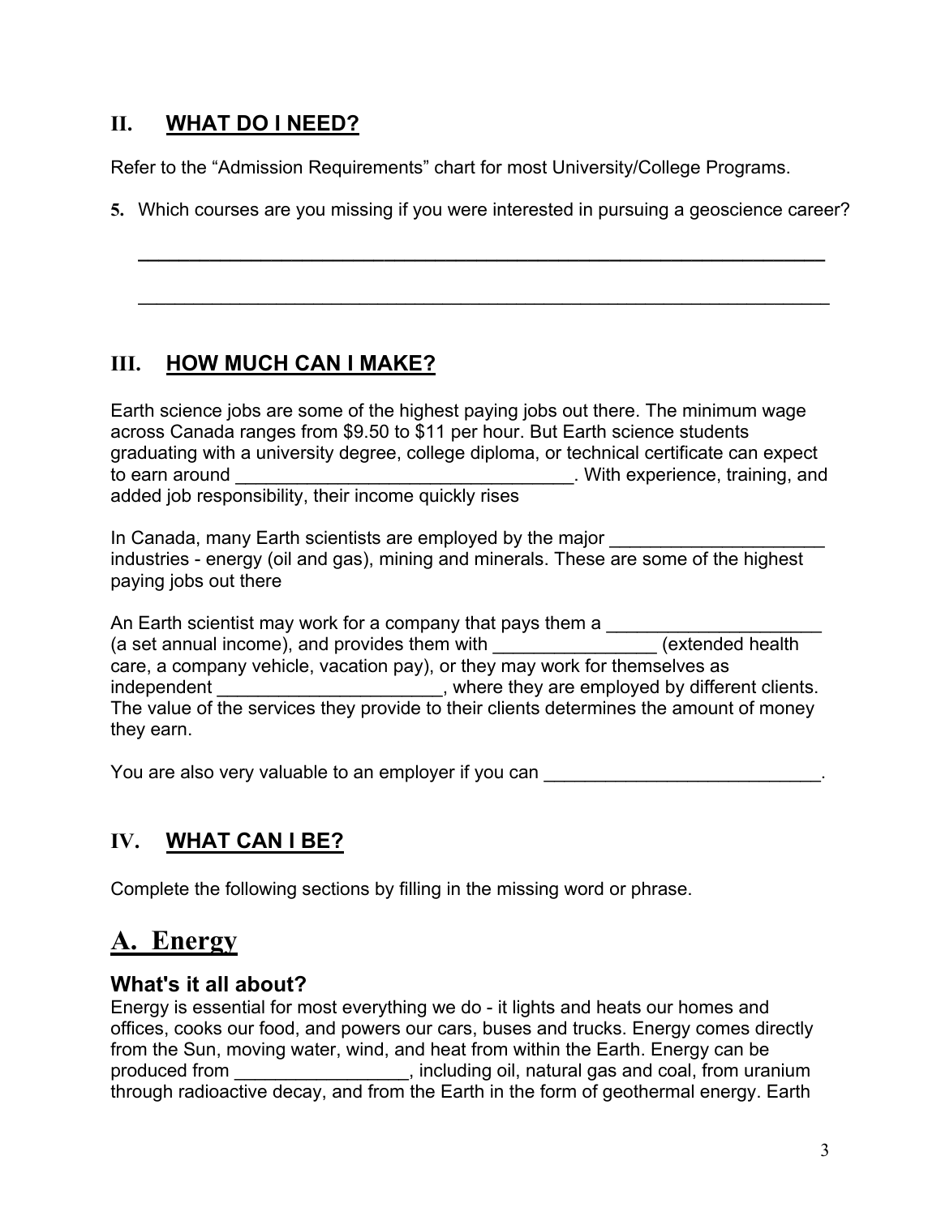## II. WHAT DO I NEED?

Refer to the "Admission Requirements" chart for most University/College Programs.

**5.** Which courses are you missing if you were interested in pursuing a geoscience career?

_____________________________________________________________________

_____________________________________________________________________

## III. HOW MUCH CAN I MAKE?

Earth science jobs are some of the highest paying jobs out there. The minimum wage across Canada ranges from $9.50 to $11 per hour. But Earth science students graduating with a university degree, college diploma, or technical certificate can expect to earn around _________________________________. With experience, training, and added job responsibility, their income quickly rises

In Canada, many Earth scientists are employed by the major _____________________ industries - energy (oil and gas), mining and minerals. These are some of the highest paying jobs out there

An Earth scientist may work for a company that pays them a _____________________ (a set annual income), and provides them with ________________ (extended health care, a company vehicle, vacation pay), or they may work for themselves as independent ______________________, where they are employed by different clients. The value of the services they provide to their clients determines the amount of money they earn.

You are also very valuable to an employer if you can ___________________________.

## IV. WHAT CAN I BE?

Complete the following sections by filling in the missing word or phrase.

# A. Energy

### What's it all about?

Energy is essential for most everything we do - it lights and heats our homes and offices, cooks our food, and powers our cars, buses and trucks. Energy comes directly from the Sun, moving water, wind, and heat from within the Earth. Energy can be produced from _________________, including oil, natural gas and coal, from uranium through radioactive decay, and from the Earth in the form of geothermal energy. Earth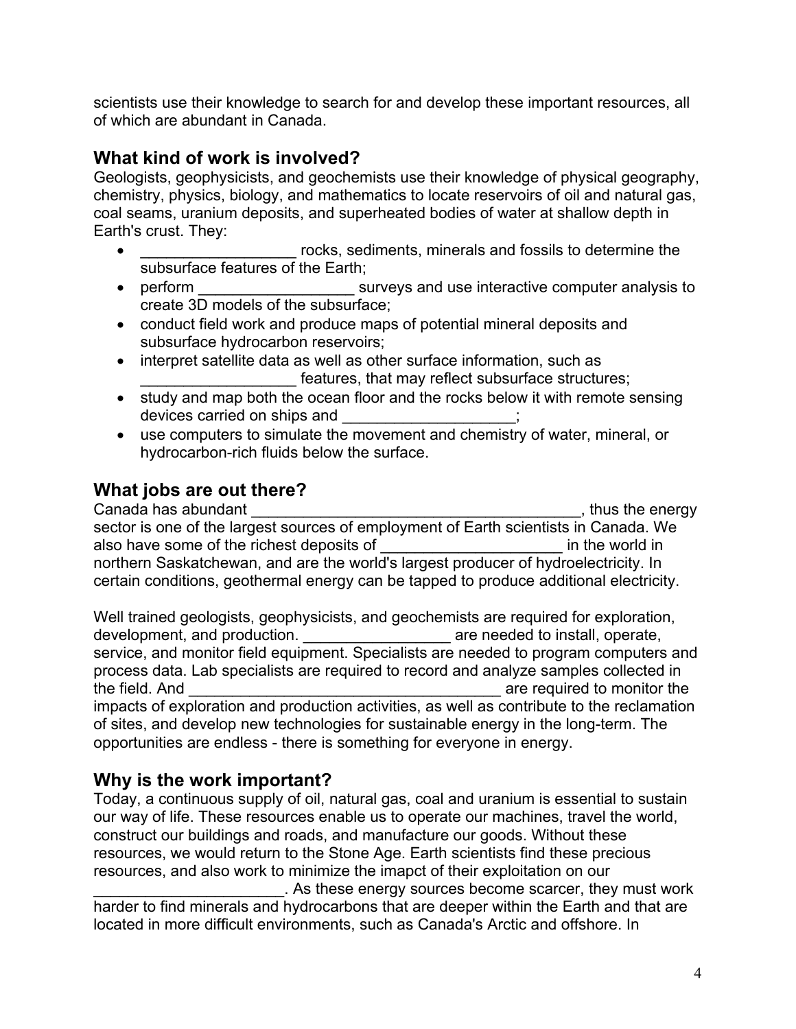scientists use their knowledge to search for and develop these important resources, all of which are abundant in Canada.

## What kind of work is involved?

Geologists, geophysicists, and geochemists use their knowledge of physical geography, chemistry, physics, biology, and mathematics to locate reservoirs of oil and natural gas, coal seams, uranium deposits, and superheated bodies of water at shallow depth in Earth's crust. They:

- __________________ rocks, sediments, minerals and fossils to determine the subsurface features of the Earth;
- perform __________________ surveys and use interactive computer analysis to create 3D models of the subsurface;
- conduct field work and produce maps of potential mineral deposits and subsurface hydrocarbon reservoirs;
- interpret satellite data as well as other surface information, such as __________________ features, that may reflect subsurface structures;
- study and map both the ocean floor and the rocks below it with remote sensing devices carried on ships and ____________________;
- use computers to simulate the movement and chemistry of water, mineral, or hydrocarbon-rich fluids below the surface.

## What jobs are out there?

Canada has abundant _______________________________________, thus the energy sector is one of the largest sources of employment of Earth scientists in Canada. We also have some of the richest deposits of _____________________ in the world in northern Saskatchewan, and are the world's largest producer of hydroelectricity. In certain conditions, geothermal energy can be tapped to produce additional electricity.

Well trained geologists, geophysicists, and geochemists are required for exploration, development, and production. _________________ are needed to install, operate, service, and monitor field equipment. Specialists are needed to program computers and process data. Lab specialists are required to record and analyze samples collected in the field. And _____________________________________ are required to monitor the impacts of exploration and production activities, as well as contribute to the reclamation of sites, and develop new technologies for sustainable energy in the long-term. The opportunities are endless - there is something for everyone in energy.

## Why is the work important?

Today, a continuous supply of oil, natural gas, coal and uranium is essential to sustain our way of life. These resources enable us to operate our machines, travel the world, construct our buildings and roads, and manufacture our goods. Without these resources, we would return to the Stone Age. Earth scientists find these precious resources, and also work to minimize the imapct of their exploitation on our ______________________. As these energy sources become scarcer, they must work harder to find minerals and hydrocarbons that are deeper within the Earth and that are located in more difficult environments, such as Canada's Arctic and offshore. In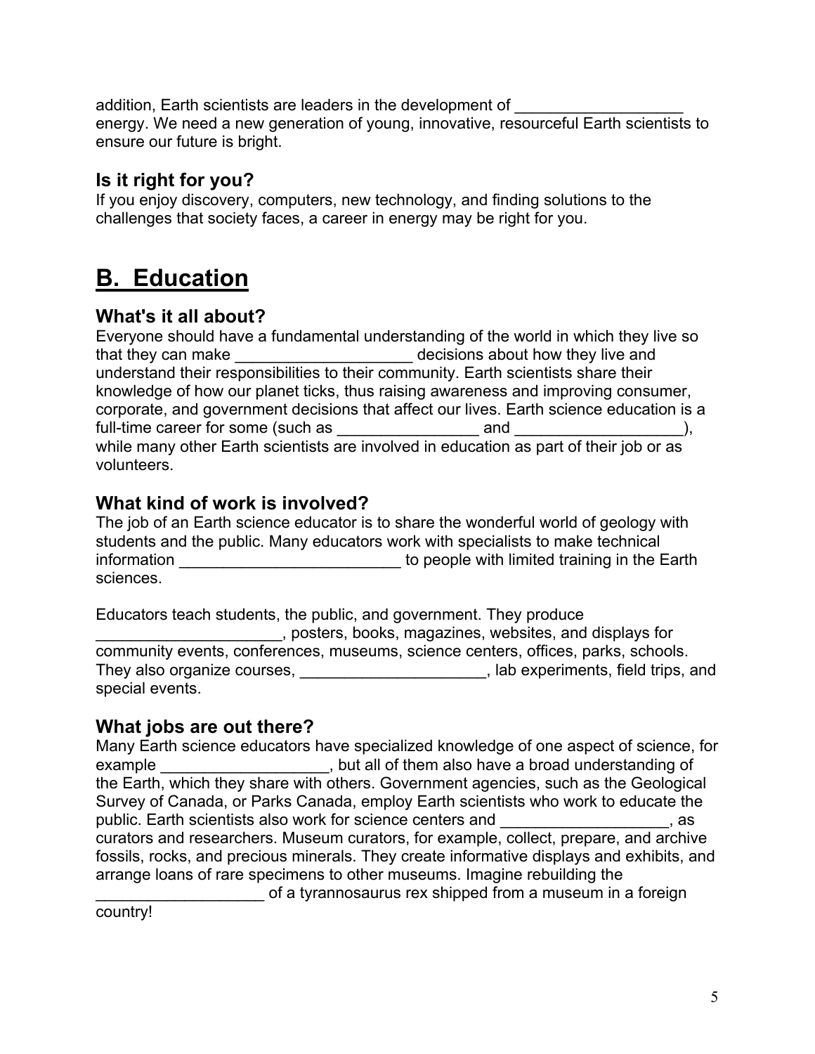addition, Earth scientists are leaders in the development of ___________________ energy. We need a new generation of young, innovative, resourceful Earth scientists to ensure our future is bright.

### Is it right for you?

If you enjoy discovery, computers, new technology, and finding solutions to the challenges that society faces, a career in energy may be right for you.

## B. Education

### What's it all about?

Everyone should have a fundamental understanding of the world in which they live so that they can make ____________________ decisions about how they live and understand their responsibilities to their community. Earth scientists share their knowledge of how our planet ticks, thus raising awareness and improving consumer, corporate, and government decisions that affect our lives. Earth science education is a full-time career for some (such as ________________ and ___________________), while many other Earth scientists are involved in education as part of their job or as volunteers.

### What kind of work is involved?

The job of an Earth science educator is to share the wonderful world of geology with students and the public. Many educators work with specialists to make technical information _________________________ to people with limited training in the Earth sciences.

Educators teach students, the public, and government. They produce _____________________, posters, books, magazines, websites, and displays for community events, conferences, museums, science centers, offices, parks, schools. They also organize courses, _____________________, lab experiments, field trips, and special events.

### What jobs are out there?

Many Earth science educators have specialized knowledge of one aspect of science, for example ___________________, but all of them also have a broad understanding of the Earth, which they share with others. Government agencies, such as the Geological Survey of Canada, or Parks Canada, employ Earth scientists who work to educate the public. Earth scientists also work for science centers and ___________________, as curators and researchers. Museum curators, for example, collect, prepare, and archive fossils, rocks, and precious minerals. They create informative displays and exhibits, and arrange loans of rare specimens to other museums. Imagine rebuilding the ___________________ of a tyrannosaurus rex shipped from a museum in a foreign country!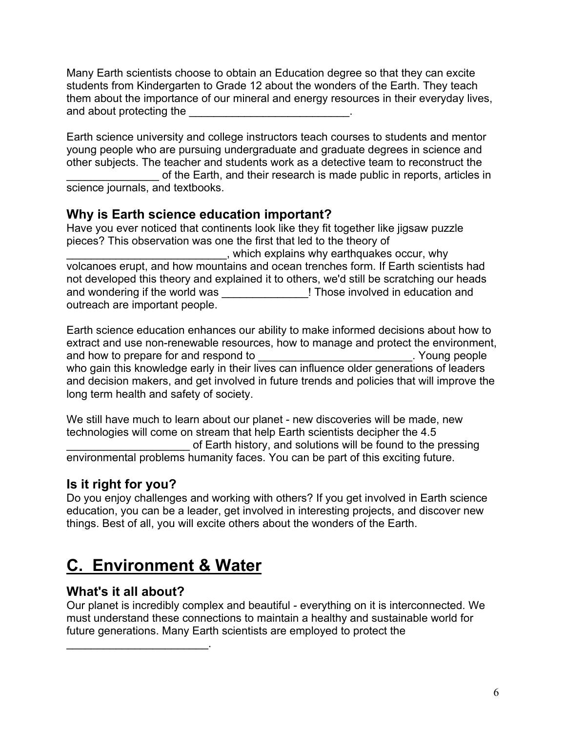Many Earth scientists choose to obtain an Education degree so that they can excite students from Kindergarten to Grade 12 about the wonders of the Earth. They teach them about the importance of our mineral and energy resources in their everyday lives, and about protecting the ___________________________.

Earth science university and college instructors teach courses to students and mentor young people who are pursuing undergraduate and graduate degrees in science and other subjects. The teacher and students work as a detective team to reconstruct the _______________ of the Earth, and their research is made public in reports, articles in science journals, and textbooks.

### Why is Earth science education important?

Have you ever noticed that continents look like they fit together like jigsaw puzzle pieces? This observation was one the first that led to the theory of __________________________, which explains why earthquakes occur, why volcanoes erupt, and how mountains and ocean trenches form. If Earth scientists had not developed this theory and explained it to others, we'd still be scratching our heads and wondering if the world was ______________! Those involved in education and outreach are important people.

Earth science education enhances our ability to make informed decisions about how to extract and use non-renewable resources, how to manage and protect the environment, and how to prepare for and respond to _________________________. Young people who gain this knowledge early in their lives can influence older generations of leaders and decision makers, and get involved in future trends and policies that will improve the long term health and safety of society.

We still have much to learn about our planet - new discoveries will be made, new technologies will come on stream that help Earth scientists decipher the 4.5 ____________________ of Earth history, and solutions will be found to the pressing environmental problems humanity faces. You can be part of this exciting future.

### Is it right for you?

Do you enjoy challenges and working with others? If you get involved in Earth science education, you can be a leader, get involved in interesting projects, and discover new things. Best of all, you will excite others about the wonders of the Earth.

## C. Environment & Water

### What's it all about?

Our planet is incredibly complex and beautiful - everything on it is interconnected. We must understand these connections to maintain a healthy and sustainable world for future generations. Many Earth scientists are employed to protect the _______________________.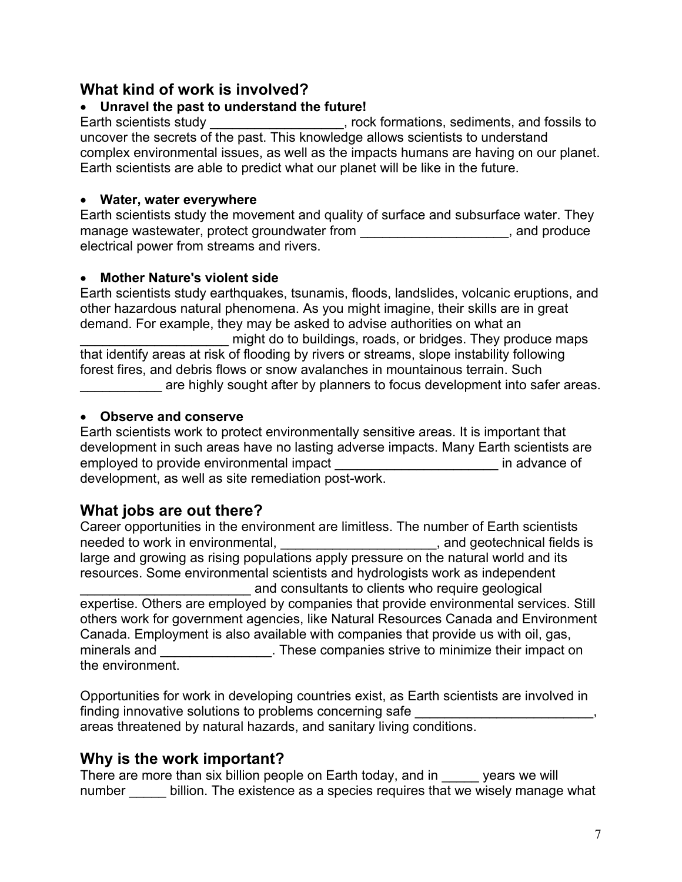## What kind of work is involved?

- **Unravel the past to understand the future!**

Earth scientists study __________________, rock formations, sediments, and fossils to uncover the secrets of the past. This knowledge allows scientists to understand complex environmental issues, as well as the impacts humans are having on our planet. Earth scientists are able to predict what our planet will be like in the future.

- **Water, water everywhere**

Earth scientists study the movement and quality of surface and subsurface water. They manage wastewater, protect groundwater from ____________________, and produce electrical power from streams and rivers.

- **Mother Nature's violent side**

Earth scientists study earthquakes, tsunamis, floods, landslides, volcanic eruptions, and other hazardous natural phenomena. As you might imagine, their skills are in great demand. For example, they may be asked to advise authorities on what an ____________________ might do to buildings, roads, or bridges. They produce maps that identify areas at risk of flooding by rivers or streams, slope instability following forest fires, and debris flows or snow avalanches in mountainous terrain. Such ___________ are highly sought after by planners to focus development into safer areas.

- **Observe and conserve**

Earth scientists work to protect environmentally sensitive areas. It is important that development in such areas have no lasting adverse impacts. Many Earth scientists are employed to provide environmental impact ______________________ in advance of development, as well as site remediation post-work.

## What jobs are out there?

Career opportunities in the environment are limitless. The number of Earth scientists needed to work in environmental, _____________________, and geotechnical fields is large and growing as rising populations apply pressure on the natural world and its resources. Some environmental scientists and hydrologists work as independent _______________________ and consultants to clients who require geological expertise. Others are employed by companies that provide environmental services. Still others work for government agencies, like Natural Resources Canada and Environment Canada. Employment is also available with companies that provide us with oil, gas, minerals and _______________. These companies strive to minimize their impact on the environment.

Opportunities for work in developing countries exist, as Earth scientists are involved in finding innovative solutions to problems concerning safe ________________________, areas threatened by natural hazards, and sanitary living conditions.

## Why is the work important?

There are more than six billion people on Earth today, and in _____ years we will number _____ billion. The existence as a species requires that we wisely manage what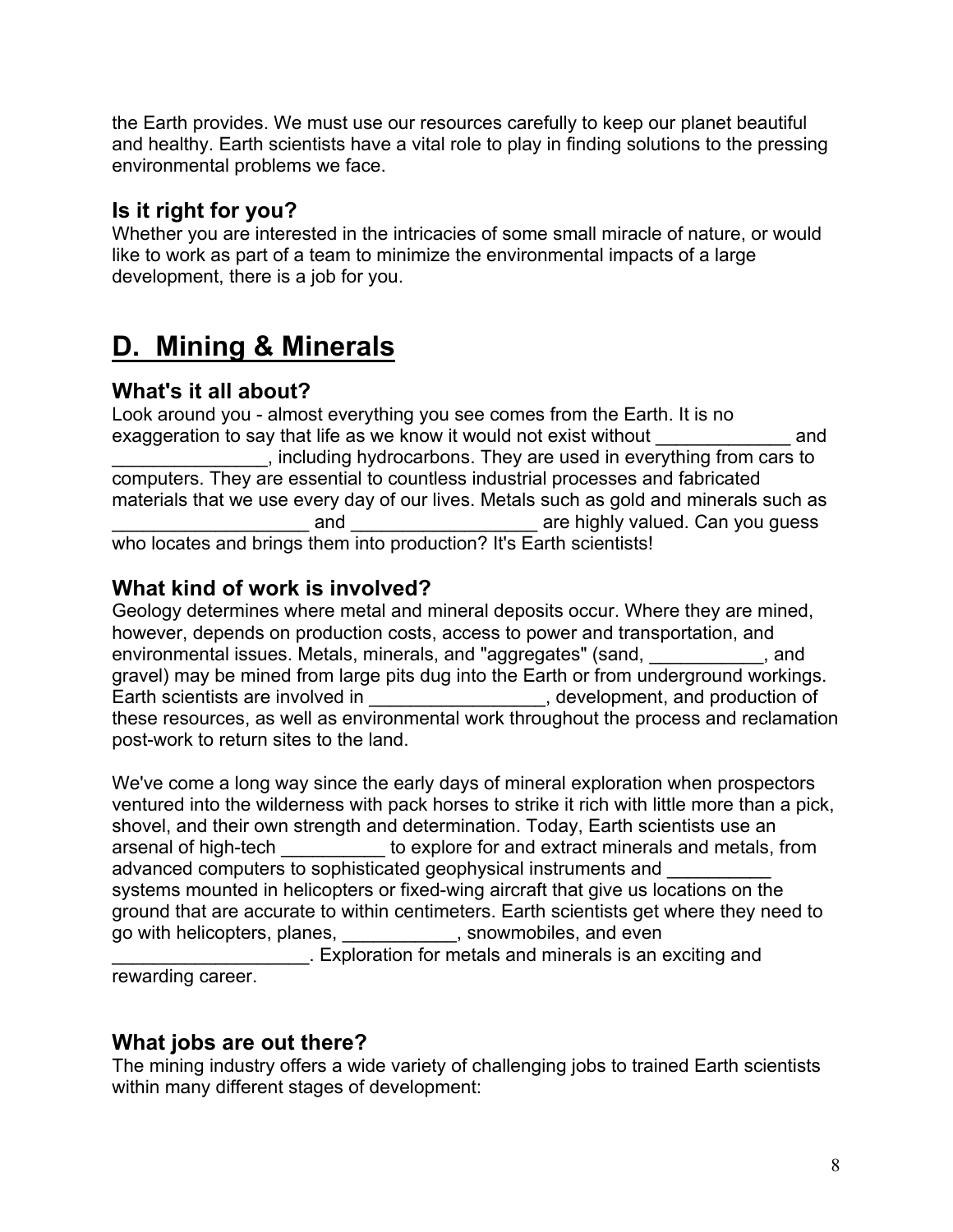the Earth provides. We must use our resources carefully to keep our planet beautiful and healthy. Earth scientists have a vital role to play in finding solutions to the pressing environmental problems we face.

### Is it right for you?

Whether you are interested in the intricacies of some small miracle of nature, or would like to work as part of a team to minimize the environmental impacts of a large development, there is a job for you.

## D. Mining & Minerals

### What's it all about?

Look around you - almost everything you see comes from the Earth. It is no exaggeration to say that life as we know it would not exist without _____________ and _______________, including hydrocarbons. They are used in everything from cars to computers. They are essential to countless industrial processes and fabricated materials that we use every day of our lives. Metals such as gold and minerals such as ___________________ and __________________ are highly valued. Can you guess who locates and brings them into production? It's Earth scientists!

### What kind of work is involved?

Geology determines where metal and mineral deposits occur. Where they are mined, however, depends on production costs, access to power and transportation, and environmental issues. Metals, minerals, and "aggregates" (sand, ___________, and gravel) may be mined from large pits dug into the Earth or from underground workings. Earth scientists are involved in _________________, development, and production of these resources, as well as environmental work throughout the process and reclamation post-work to return sites to the land.

We've come a long way since the early days of mineral exploration when prospectors ventured into the wilderness with pack horses to strike it rich with little more than a pick, shovel, and their own strength and determination. Today, Earth scientists use an arsenal of high-tech __________ to explore for and extract minerals and metals, from advanced computers to sophisticated geophysical instruments and __________ systems mounted in helicopters or fixed-wing aircraft that give us locations on the ground that are accurate to within centimeters. Earth scientists get where they need to go with helicopters, planes, ___________, snowmobiles, and even ___________________. Exploration for metals and minerals is an exciting and rewarding career.

### What jobs are out there?

The mining industry offers a wide variety of challenging jobs to trained Earth scientists within many different stages of development: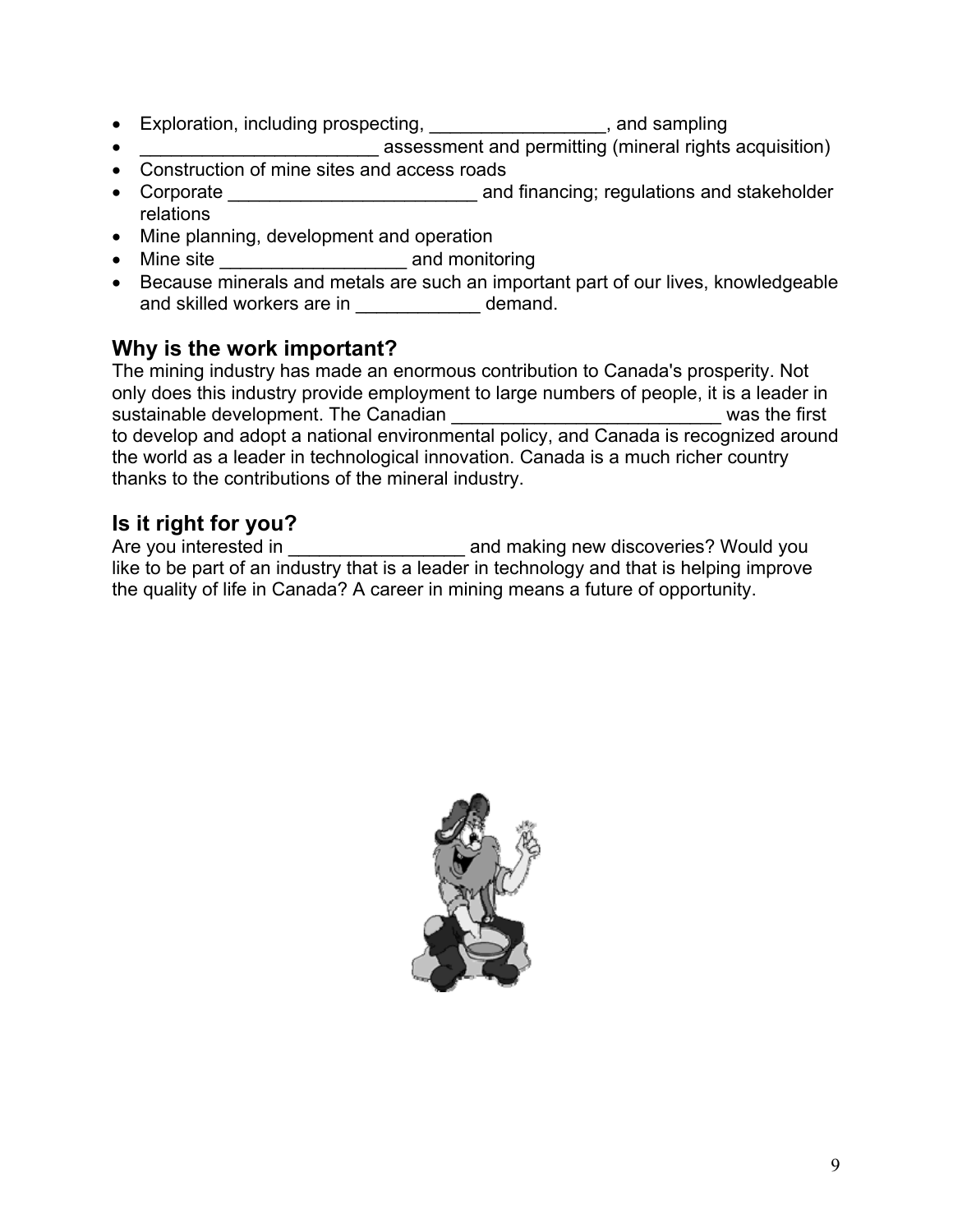- Exploration, including prospecting, _________________, and sampling
- _______________________ assessment and permitting (mineral rights acquisition)
- Construction of mine sites and access roads
- Corporate ________________________ and financing; regulations and stakeholder relations
- Mine planning, development and operation
- Mine site __________________ and monitoring
- Because minerals and metals are such an important part of our lives, knowledgeable and skilled workers are in ____________ demand.

## Why is the work important?

The mining industry has made an enormous contribution to Canada's prosperity. Not only does this industry provide employment to large numbers of people, it is a leader in sustainable development. The Canadian __________________________ was the first to develop and adopt a national environmental policy, and Canada is recognized around the world as a leader in technological innovation. Canada is a much richer country thanks to the contributions of the mineral industry.

## Is it right for you?

Are you interested in _________________ and making new discoveries? Would you like to be part of an industry that is a leader in technology and that is helping improve the quality of life in Canada? A career in mining means a future of opportunity.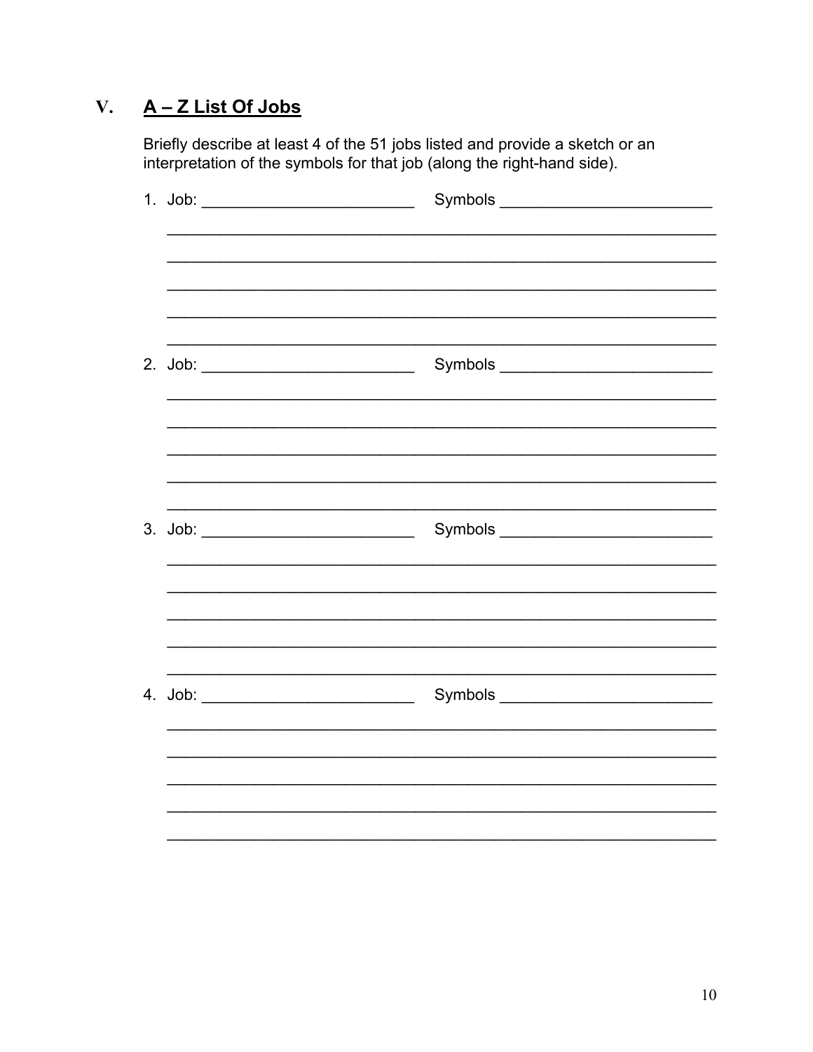## V. A – Z List Of Jobs

Briefly describe at least 4 of the 51 jobs listed and provide a sketch or an interpretation of the symbols for that job (along the right-hand side).

1. Job: ________________________ Symbols ________________________

________________________________________________________________

________________________________________________________________

________________________________________________________________

________________________________________________________________

________________________________________________________________

2. Job: ________________________ Symbols ________________________

________________________________________________________________

________________________________________________________________

________________________________________________________________

________________________________________________________________

________________________________________________________________

3. Job: ________________________ Symbols ________________________

________________________________________________________________

________________________________________________________________

________________________________________________________________

________________________________________________________________

________________________________________________________________

4. Job: ________________________ Symbols ________________________

________________________________________________________________

________________________________________________________________

________________________________________________________________

________________________________________________________________

________________________________________________________________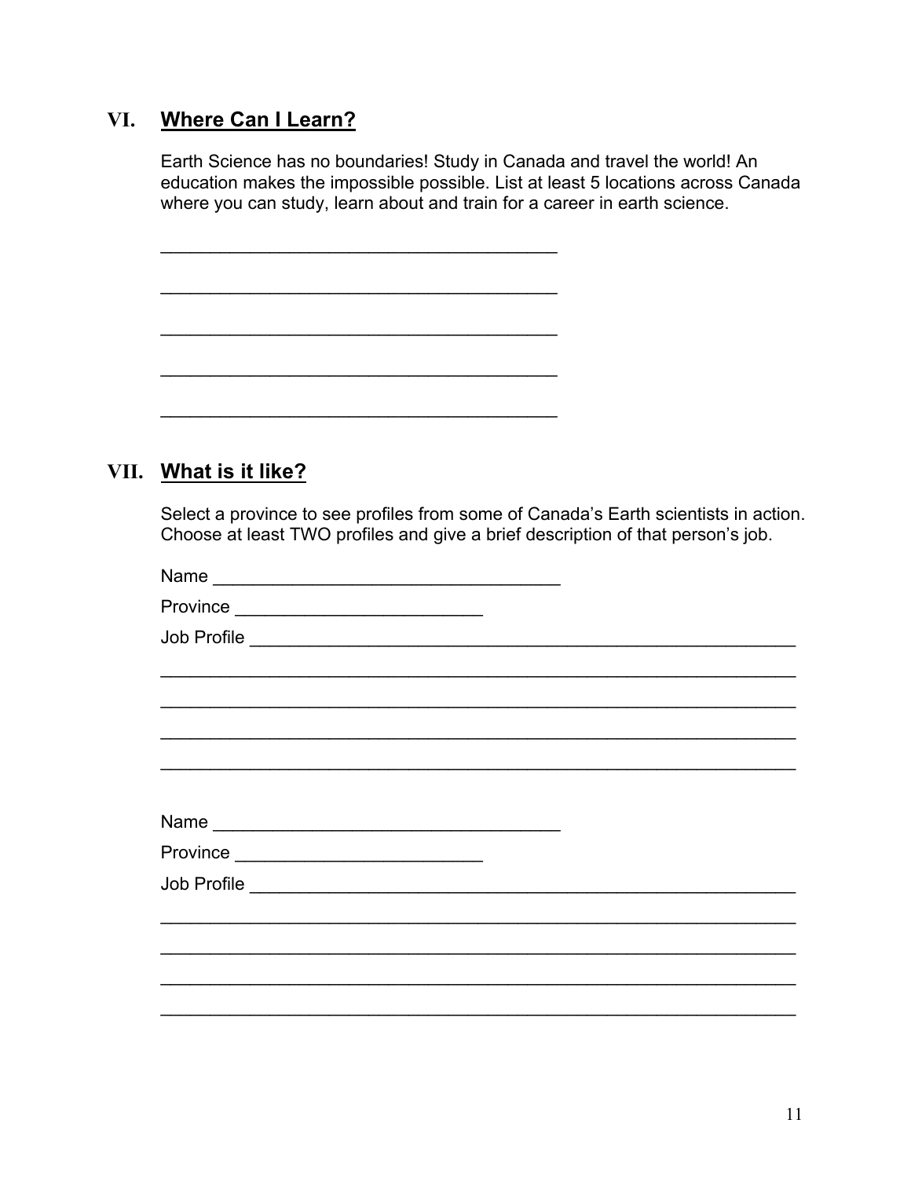## VI. Where Can I Learn?

Earth Science has no boundaries! Study in Canada and travel the world! An education makes the impossible possible. List at least 5 locations across Canada where you can study, learn about and train for a career in earth science.

________________________________________

________________________________________

________________________________________

________________________________________

________________________________________

## VII. What is it like?

Select a province to see profiles from some of Canada's Earth scientists in action. Choose at least TWO profiles and give a brief description of that person's job.

Name __________________________________

Province ________________________

Job Profile ________________________________________________________

____________________________________________________________________

____________________________________________________________________

____________________________________________________________________

____________________________________________________________________

Name __________________________________

Province ________________________

Job Profile ________________________________________________________

____________________________________________________________________

____________________________________________________________________

____________________________________________________________________

____________________________________________________________________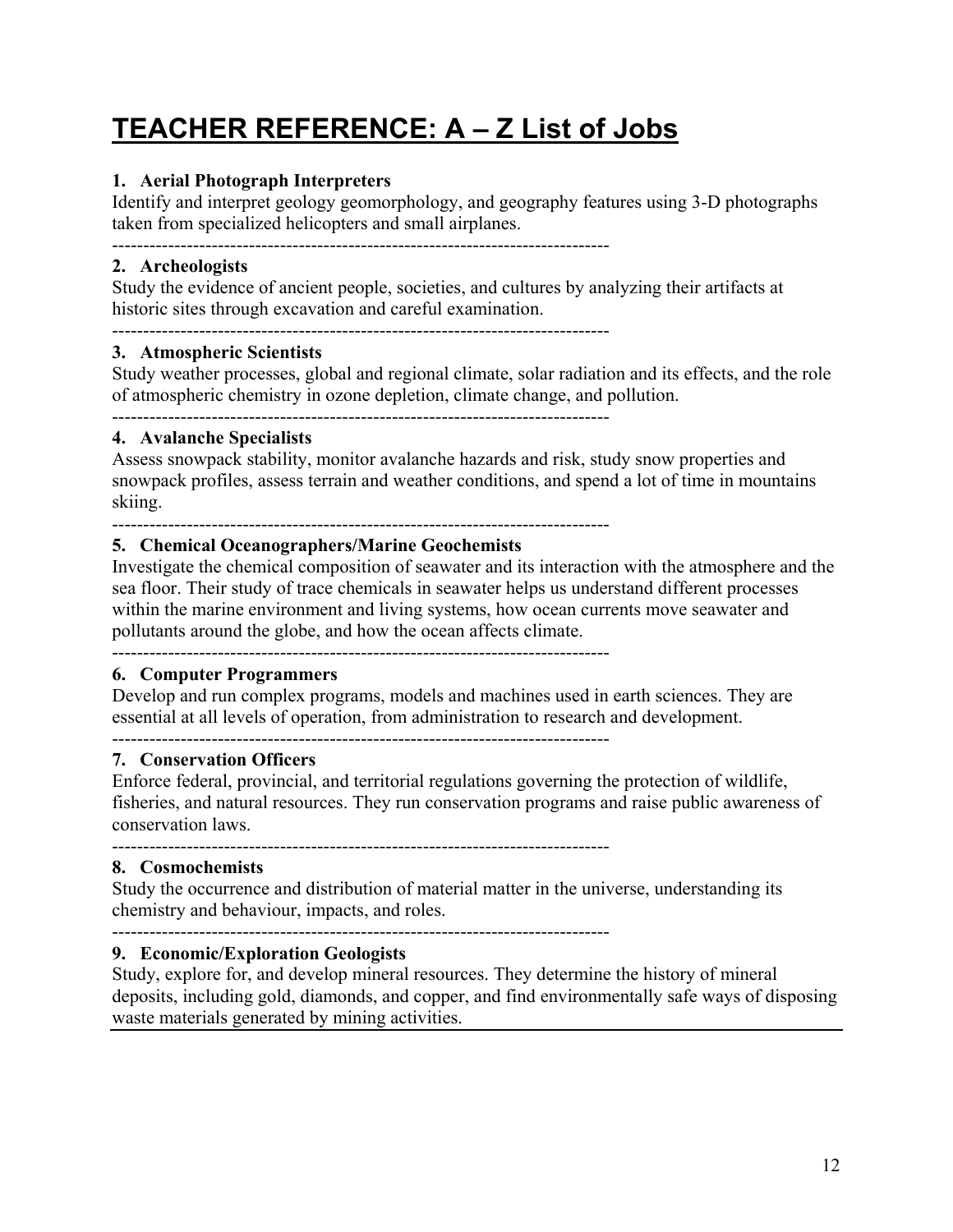# TEACHER REFERENCE: A – Z List of Jobs

**1. Aerial Photograph Interpreters**
Identify and interpret geology geomorphology, and geography features using 3-D photographs taken from specialized helicopters and small airplanes.

---

**2. Archeologists**
Study the evidence of ancient people, societies, and cultures by analyzing their artifacts at historic sites through excavation and careful examination.

---

**3. Atmospheric Scientists**
Study weather processes, global and regional climate, solar radiation and its effects, and the role of atmospheric chemistry in ozone depletion, climate change, and pollution.

---

**4. Avalanche Specialists**
Assess snowpack stability, monitor avalanche hazards and risk, study snow properties and snowpack profiles, assess terrain and weather conditions, and spend a lot of time in mountains skiing.

---

**5. Chemical Oceanographers/Marine Geochemists**
Investigate the chemical composition of seawater and its interaction with the atmosphere and the sea floor. Their study of trace chemicals in seawater helps us understand different processes within the marine environment and living systems, how ocean currents move seawater and pollutants around the globe, and how the ocean affects climate.

---

**6. Computer Programmers**
Develop and run complex programs, models and machines used in earth sciences. They are essential at all levels of operation, from administration to research and development.

---

**7. Conservation Officers**
Enforce federal, provincial, and territorial regulations governing the protection of wildlife, fisheries, and natural resources. They run conservation programs and raise public awareness of conservation laws.

---

**8. Cosmochemists**
Study the occurrence and distribution of material matter in the universe, understanding its chemistry and behaviour, impacts, and roles.

---

**9. Economic/Exploration Geologists**
Study, explore for, and develop mineral resources. They determine the history of mineral deposits, including gold, diamonds, and copper, and find environmentally safe ways of disposing waste materials generated by mining activities.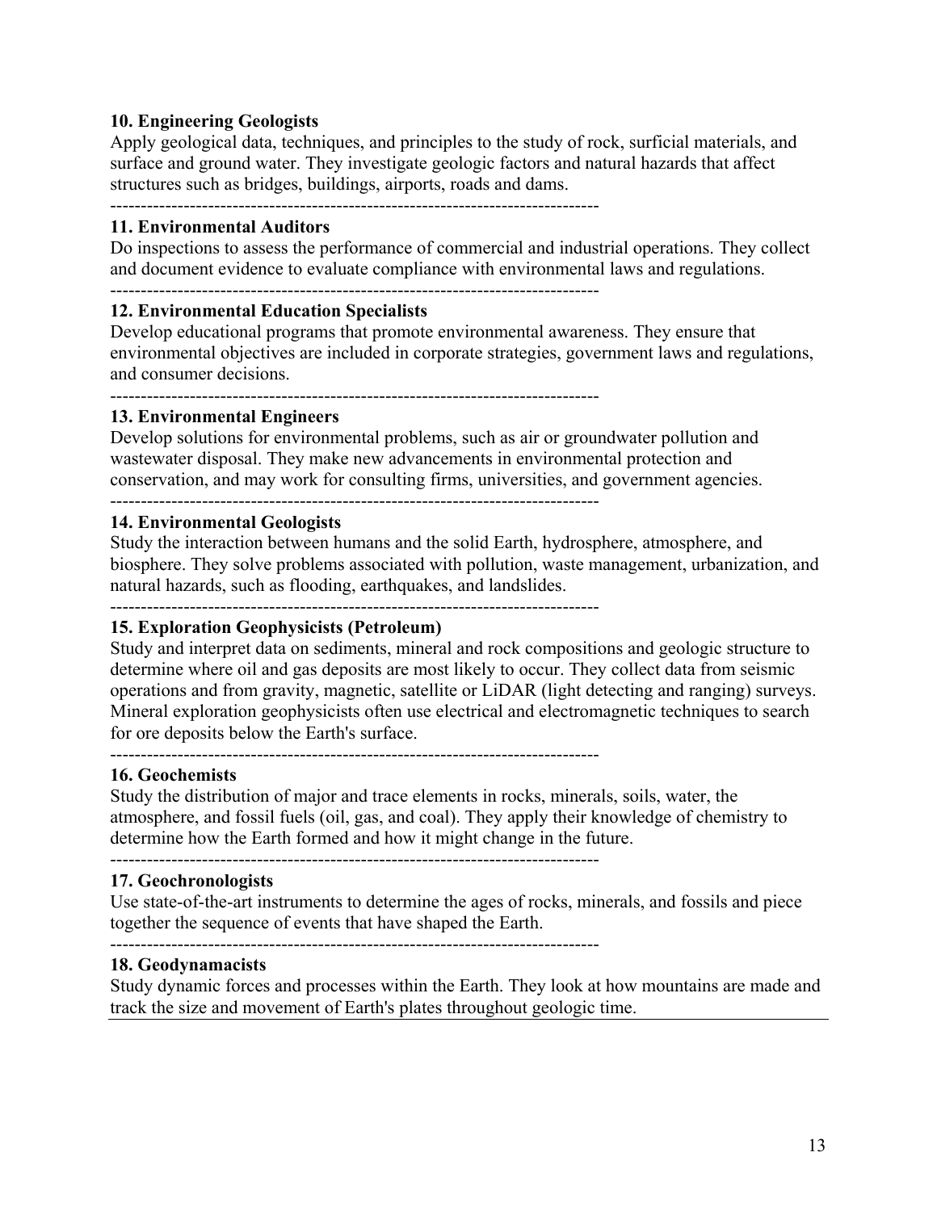**10. Engineering Geologists**
Apply geological data, techniques, and principles to the study of rock, surficial materials, and surface and ground water. They investigate geologic factors and natural hazards that affect structures such as bridges, buildings, airports, roads and dams.

---

**11. Environmental Auditors**
Do inspections to assess the performance of commercial and industrial operations. They collect and document evidence to evaluate compliance with environmental laws and regulations.

---

**12. Environmental Education Specialists**
Develop educational programs that promote environmental awareness. They ensure that environmental objectives are included in corporate strategies, government laws and regulations, and consumer decisions.

---

**13. Environmental Engineers**
Develop solutions for environmental problems, such as air or groundwater pollution and wastewater disposal. They make new advancements in environmental protection and conservation, and may work for consulting firms, universities, and government agencies.

---

**14. Environmental Geologists**
Study the interaction between humans and the solid Earth, hydrosphere, atmosphere, and biosphere. They solve problems associated with pollution, waste management, urbanization, and natural hazards, such as flooding, earthquakes, and landslides.

---

**15. Exploration Geophysicists (Petroleum)**
Study and interpret data on sediments, mineral and rock compositions and geologic structure to determine where oil and gas deposits are most likely to occur. They collect data from seismic operations and from gravity, magnetic, satellite or LiDAR (light detecting and ranging) surveys. Mineral exploration geophysicists often use electrical and electromagnetic techniques to search for ore deposits below the Earth's surface.

---

**16. Geochemists**
Study the distribution of major and trace elements in rocks, minerals, soils, water, the atmosphere, and fossil fuels (oil, gas, and coal). They apply their knowledge of chemistry to determine how the Earth formed and how it might change in the future.

---

**17. Geochronologists**
Use state-of-the-art instruments to determine the ages of rocks, minerals, and fossils and piece together the sequence of events that have shaped the Earth.

---

**18. Geodynamacists**
Study dynamic forces and processes within the Earth. They look at how mountains are made and track the size and movement of Earth's plates throughout geologic time.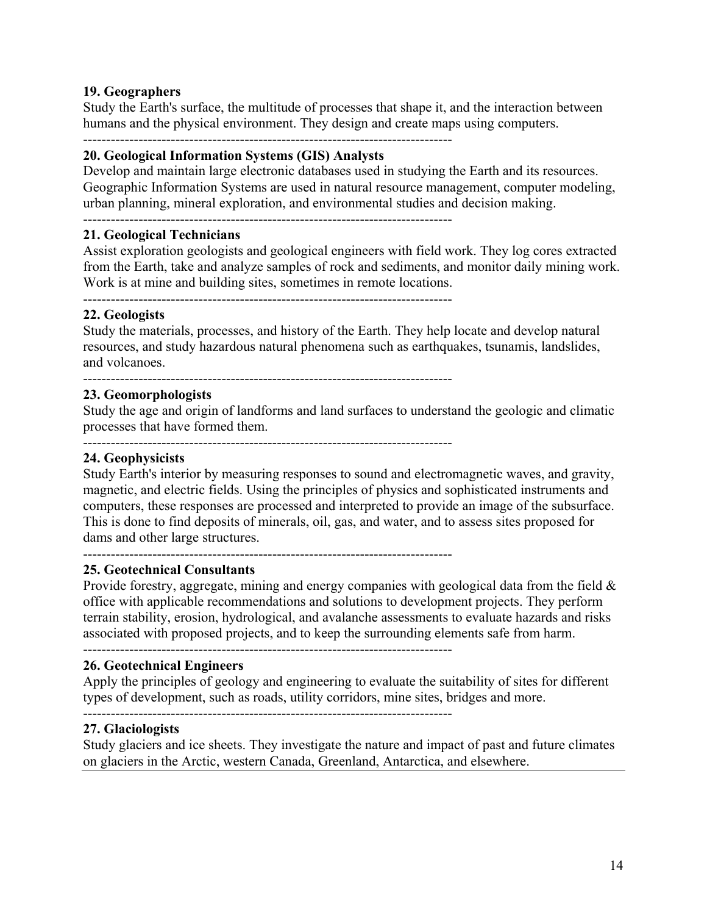**19. Geographers**
Study the Earth's surface, the multitude of processes that shape it, and the interaction between humans and the physical environment. They design and create maps using computers.

---

**20. Geological Information Systems (GIS) Analysts**
Develop and maintain large electronic databases used in studying the Earth and its resources. Geographic Information Systems are used in natural resource management, computer modeling, urban planning, mineral exploration, and environmental studies and decision making.

---

**21. Geological Technicians**
Assist exploration geologists and geological engineers with field work. They log cores extracted from the Earth, take and analyze samples of rock and sediments, and monitor daily mining work. Work is at mine and building sites, sometimes in remote locations.

---

**22. Geologists**
Study the materials, processes, and history of the Earth. They help locate and develop natural resources, and study hazardous natural phenomena such as earthquakes, tsunamis, landslides, and volcanoes.

---

**23. Geomorphologists**
Study the age and origin of landforms and land surfaces to understand the geologic and climatic processes that have formed them.

---

**24. Geophysicists**
Study Earth's interior by measuring responses to sound and electromagnetic waves, and gravity, magnetic, and electric fields. Using the principles of physics and sophisticated instruments and computers, these responses are processed and interpreted to provide an image of the subsurface. This is done to find deposits of minerals, oil, gas, and water, and to assess sites proposed for dams and other large structures.

---

**25. Geotechnical Consultants**
Provide forestry, aggregate, mining and energy companies with geological data from the field & office with applicable recommendations and solutions to development projects. They perform terrain stability, erosion, hydrological, and avalanche assessments to evaluate hazards and risks associated with proposed projects, and to keep the surrounding elements safe from harm.

---

**26. Geotechnical Engineers**
Apply the principles of geology and engineering to evaluate the suitability of sites for different types of development, such as roads, utility corridors, mine sites, bridges and more.

---

**27. Glaciologists**
Study glaciers and ice sheets. They investigate the nature and impact of past and future climates on glaciers in the Arctic, western Canada, Greenland, Antarctica, and elsewhere.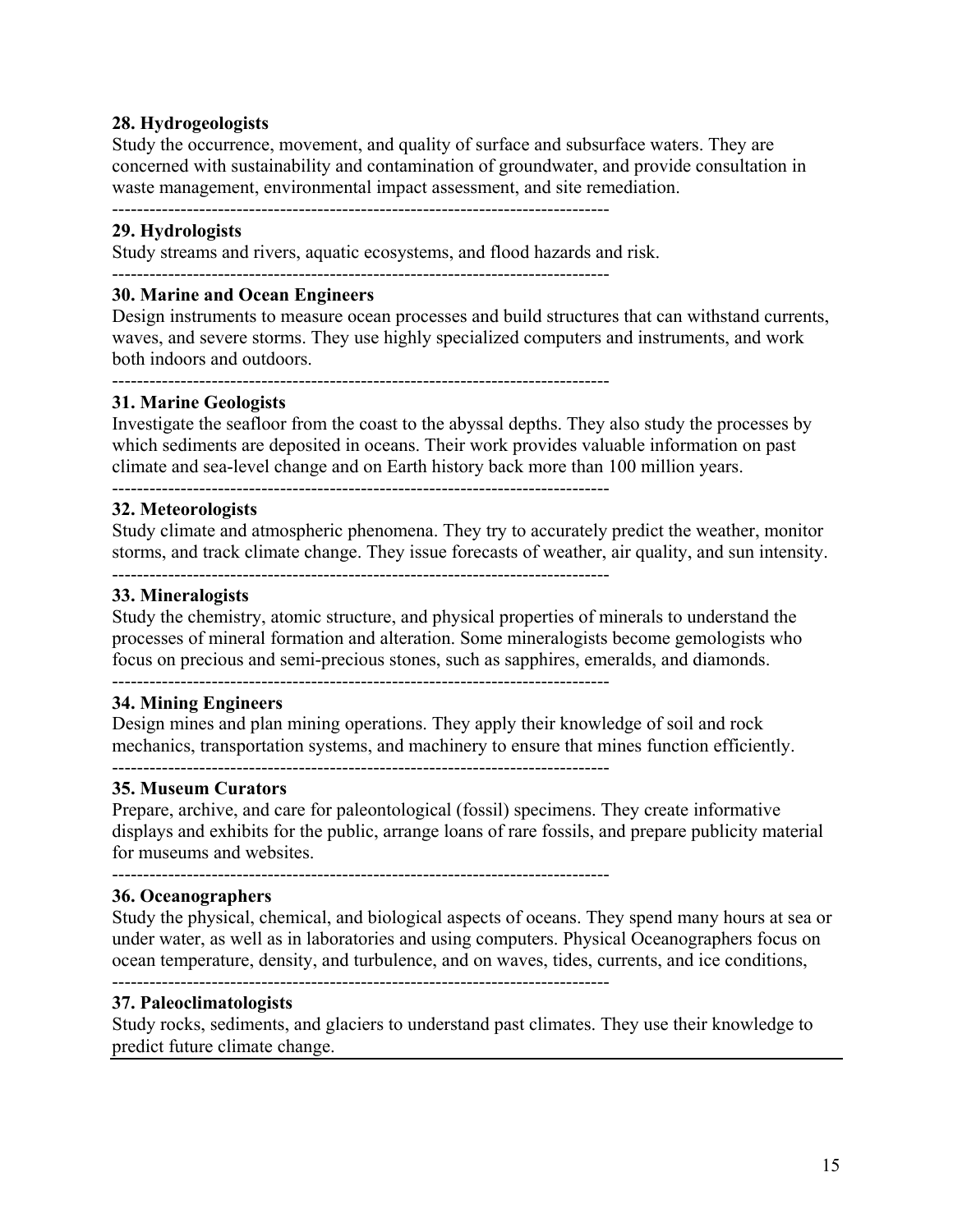**28. Hydrogeologists**

Study the occurrence, movement, and quality of surface and subsurface waters. They are concerned with sustainability and contamination of groundwater, and provide consultation in waste management, environmental impact assessment, and site remediation.

---

**29. Hydrologists**

Study streams and rivers, aquatic ecosystems, and flood hazards and risk.

---

**30. Marine and Ocean Engineers**

Design instruments to measure ocean processes and build structures that can withstand currents, waves, and severe storms. They use highly specialized computers and instruments, and work both indoors and outdoors.

---

**31. Marine Geologists**

Investigate the seafloor from the coast to the abyssal depths. They also study the processes by which sediments are deposited in oceans. Their work provides valuable information on past climate and sea-level change and on Earth history back more than 100 million years.

---

**32. Meteorologists**

Study climate and atmospheric phenomena. They try to accurately predict the weather, monitor storms, and track climate change. They issue forecasts of weather, air quality, and sun intensity.

---

**33. Mineralogists**

Study the chemistry, atomic structure, and physical properties of minerals to understand the processes of mineral formation and alteration. Some mineralogists become gemologists who focus on precious and semi-precious stones, such as sapphires, emeralds, and diamonds.

---

**34. Mining Engineers**

Design mines and plan mining operations. They apply their knowledge of soil and rock mechanics, transportation systems, and machinery to ensure that mines function efficiently.

---

**35. Museum Curators**

Prepare, archive, and care for paleontological (fossil) specimens. They create informative displays and exhibits for the public, arrange loans of rare fossils, and prepare publicity material for museums and websites.

---

**36. Oceanographers**

Study the physical, chemical, and biological aspects of oceans. They spend many hours at sea or under water, as well as in laboratories and using computers. Physical Oceanographers focus on ocean temperature, density, and turbulence, and on waves, tides, currents, and ice conditions,

---

**37. Paleoclimatologists**

Study rocks, sediments, and glaciers to understand past climates. They use their knowledge to predict future climate change.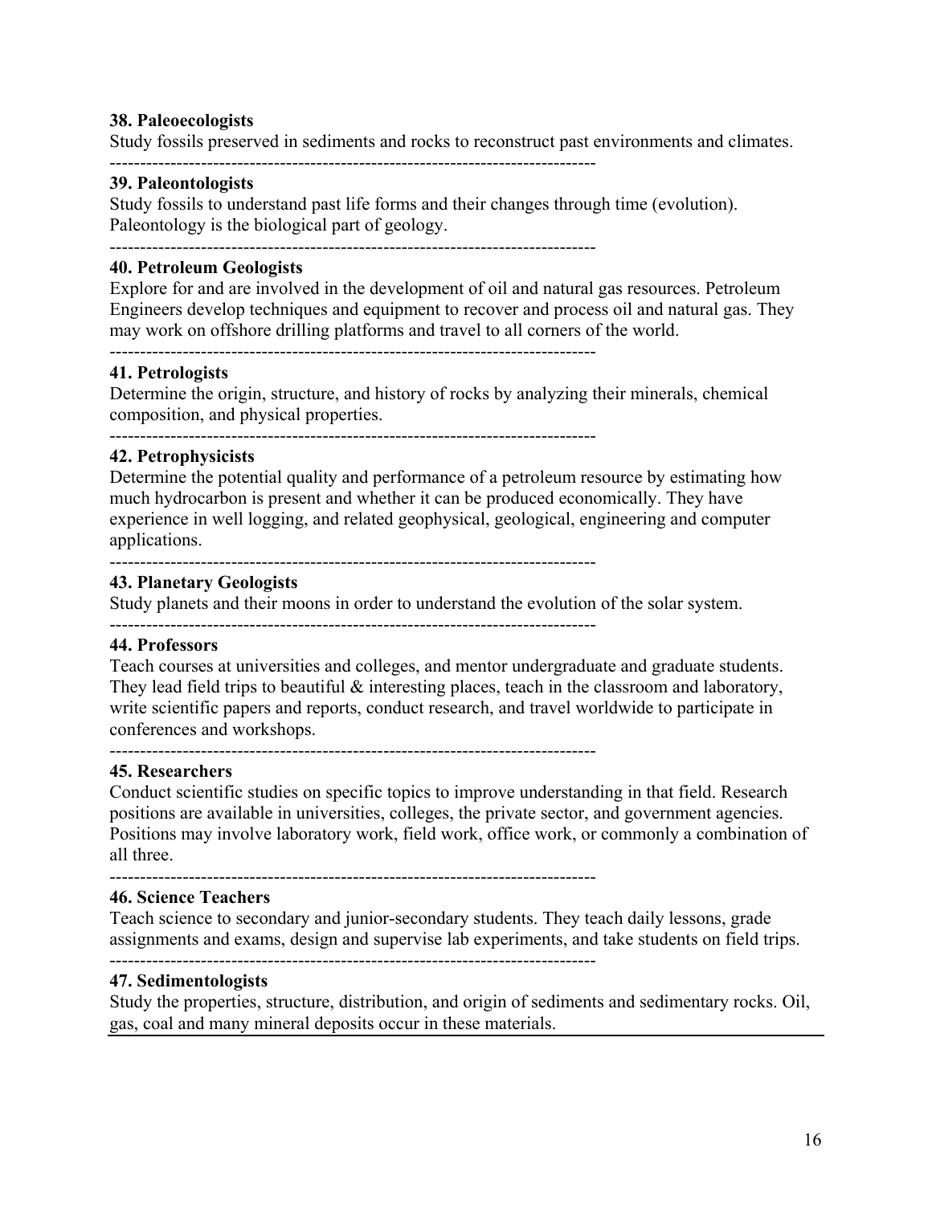**38. Paleoecologists**
Study fossils preserved in sediments and rocks to reconstruct past environments and climates.

--------------------------------------------------------------------------------

**39. Paleontologists**
Study fossils to understand past life forms and their changes through time (evolution). Paleontology is the biological part of geology.

--------------------------------------------------------------------------------

**40. Petroleum Geologists**
Explore for and are involved in the development of oil and natural gas resources. Petroleum Engineers develop techniques and equipment to recover and process oil and natural gas. They may work on offshore drilling platforms and travel to all corners of the world.

--------------------------------------------------------------------------------

**41. Petrologists**
Determine the origin, structure, and history of rocks by analyzing their minerals, chemical composition, and physical properties.

--------------------------------------------------------------------------------

**42. Petrophysicists**
Determine the potential quality and performance of a petroleum resource by estimating how much hydrocarbon is present and whether it can be produced economically. They have experience in well logging, and related geophysical, geological, engineering and computer applications.

--------------------------------------------------------------------------------

**43. Planetary Geologists**
Study planets and their moons in order to understand the evolution of the solar system.

--------------------------------------------------------------------------------

**44. Professors**
Teach courses at universities and colleges, and mentor undergraduate and graduate students. They lead field trips to beautiful & interesting places, teach in the classroom and laboratory, write scientific papers and reports, conduct research, and travel worldwide to participate in conferences and workshops.

--------------------------------------------------------------------------------

**45. Researchers**
Conduct scientific studies on specific topics to improve understanding in that field. Research positions are available in universities, colleges, the private sector, and government agencies. Positions may involve laboratory work, field work, office work, or commonly a combination of all three.

--------------------------------------------------------------------------------

**46. Science Teachers**
Teach science to secondary and junior-secondary students. They teach daily lessons, grade assignments and exams, design and supervise lab experiments, and take students on field trips.

--------------------------------------------------------------------------------

**47. Sedimentologists**
Study the properties, structure, distribution, and origin of sediments and sedimentary rocks. Oil, gas, coal and many mineral deposits occur in these materials.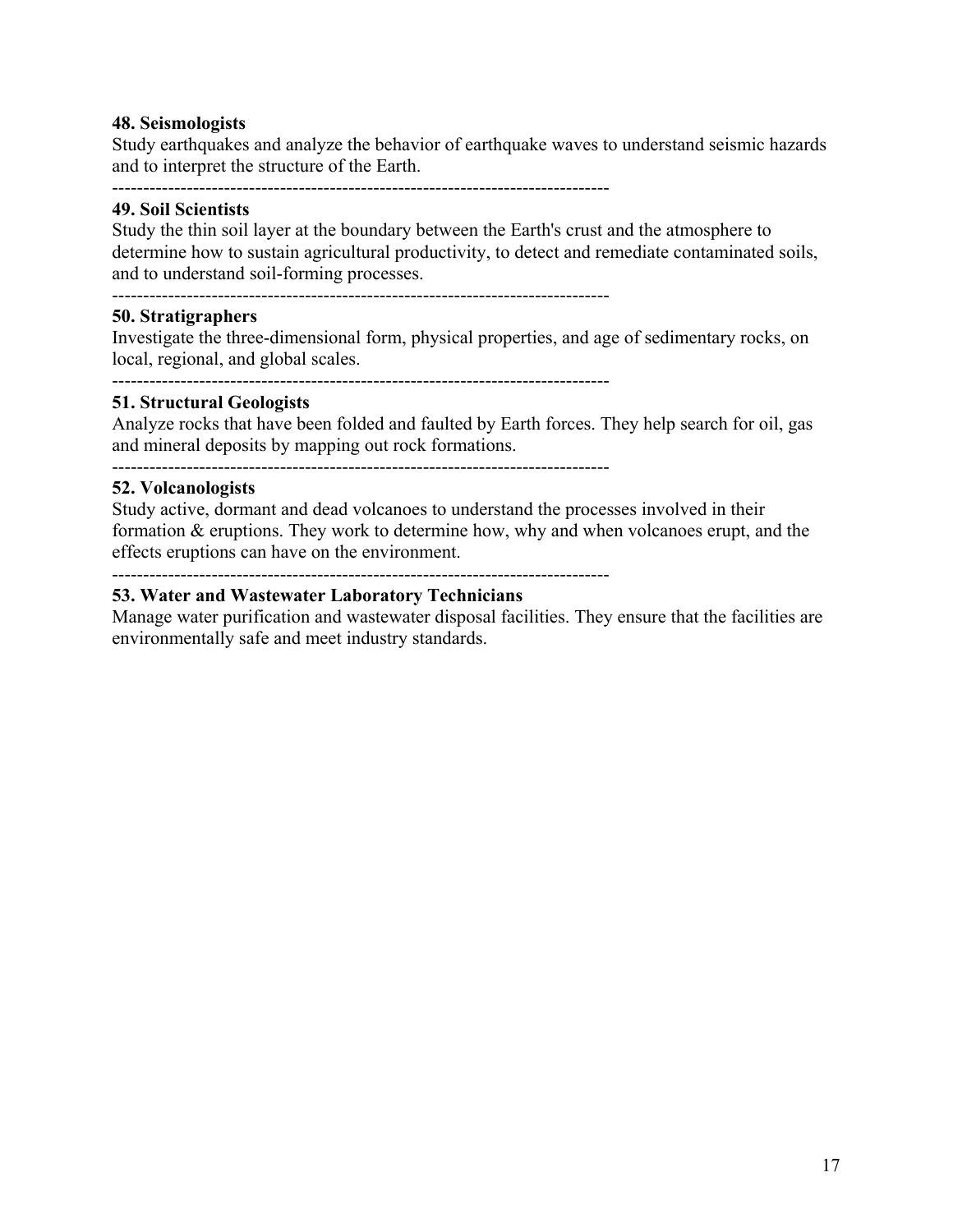**48. Seismologists**
Study earthquakes and analyze the behavior of earthquake waves to understand seismic hazards and to interpret the structure of the Earth.

--------------------------------------------------------------------------------

**49. Soil Scientists**
Study the thin soil layer at the boundary between the Earth's crust and the atmosphere to determine how to sustain agricultural productivity, to detect and remediate contaminated soils, and to understand soil-forming processes.

--------------------------------------------------------------------------------

**50. Stratigraphers**
Investigate the three-dimensional form, physical properties, and age of sedimentary rocks, on local, regional, and global scales.

--------------------------------------------------------------------------------

**51. Structural Geologists**
Analyze rocks that have been folded and faulted by Earth forces. They help search for oil, gas and mineral deposits by mapping out rock formations.

--------------------------------------------------------------------------------

**52. Volcanologists**
Study active, dormant and dead volcanoes to understand the processes involved in their formation & eruptions. They work to determine how, why and when volcanoes erupt, and the effects eruptions can have on the environment.

--------------------------------------------------------------------------------

**53. Water and Wastewater Laboratory Technicians**
Manage water purification and wastewater disposal facilities. They ensure that the facilities are environmentally safe and meet industry standards.